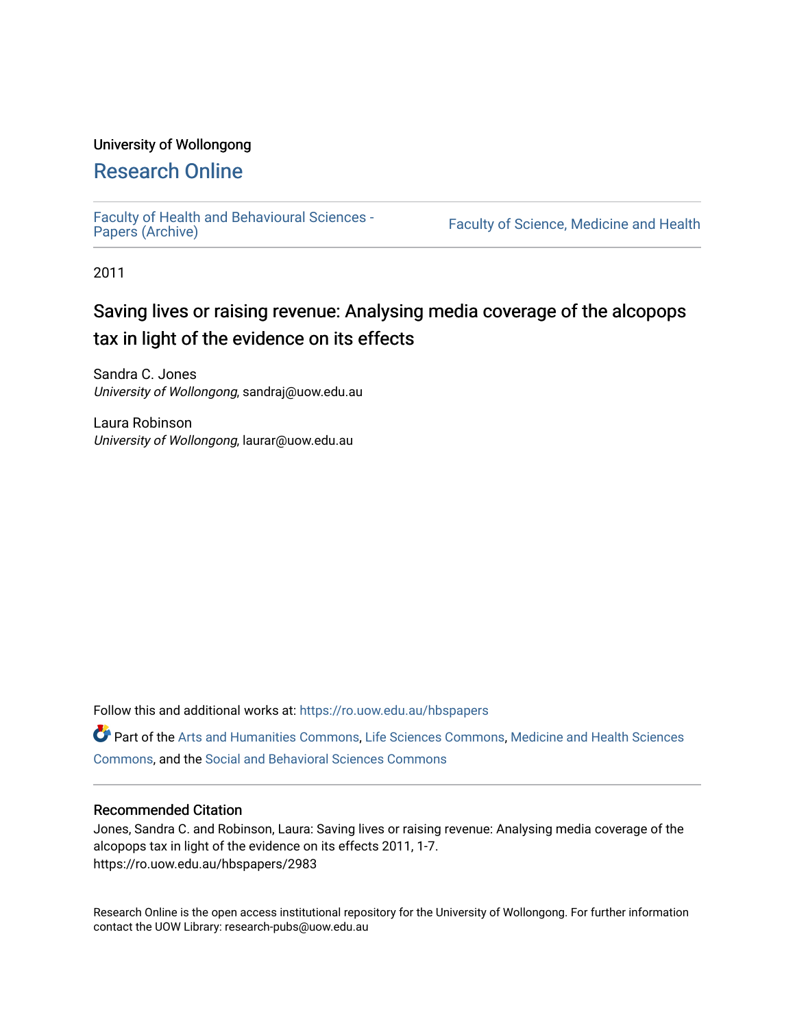University of Wollongong

# Research Online

Faculty of Health and Behavioural Sciences - Papers (Archive)

Faculty of Science, Medicine and Health

2011

## Saving lives or raising revenue: Analysing media coverage of the alcopops tax in light of the evidence on its effects

Sandra C. Jones
*University of Wollongong*, sandraj@uow.edu.au

Laura Robinson
*University of Wollongong*, laurar@uow.edu.au

Follow this and additional works at: https://ro.uow.edu.au/hbspapers

Part of the Arts and Humanities Commons, Life Sciences Commons, Medicine and Health Sciences Commons, and the Social and Behavioral Sciences Commons

### Recommended Citation

Jones, Sandra C. and Robinson, Laura: Saving lives or raising revenue: Analysing media coverage of the alcopops tax in light of the evidence on its effects 2011, 1-7.
https://ro.uow.edu.au/hbspapers/2983

Research Online is the open access institutional repository for the University of Wollongong. For further information contact the UOW Library: research-pubs@uow.edu.au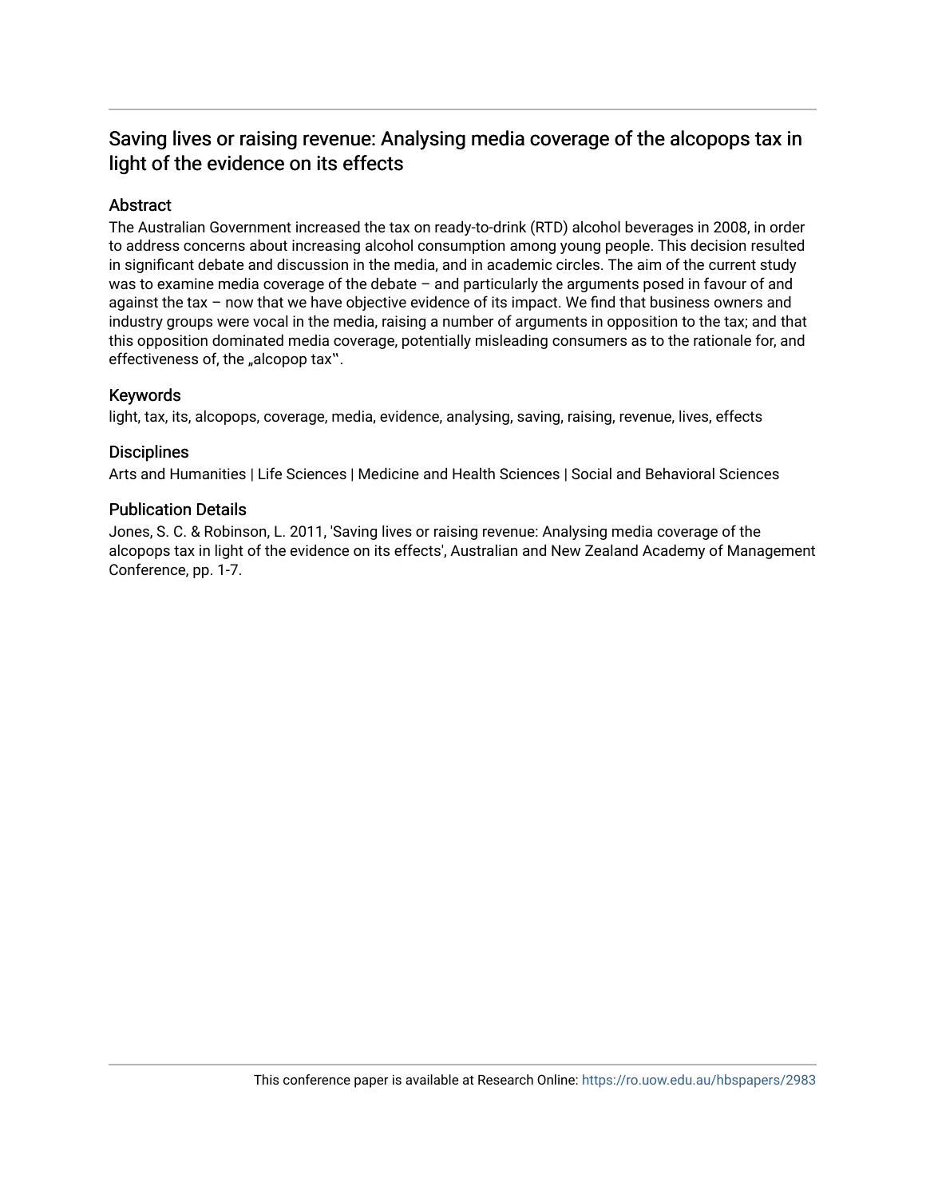# Saving lives or raising revenue: Analysing media coverage of the alcopops tax in light of the evidence on its effects

## Abstract

The Australian Government increased the tax on ready-to-drink (RTD) alcohol beverages in 2008, in order to address concerns about increasing alcohol consumption among young people. This decision resulted in significant debate and discussion in the media, and in academic circles. The aim of the current study was to examine media coverage of the debate – and particularly the arguments posed in favour of and against the tax – now that we have objective evidence of its impact. We find that business owners and industry groups were vocal in the media, raising a number of arguments in opposition to the tax; and that this opposition dominated media coverage, potentially misleading consumers as to the rationale for, and effectiveness of, the „alcopop tax‟.

## Keywords

light, tax, its, alcopops, coverage, media, evidence, analysing, saving, raising, revenue, lives, effects

## Disciplines

Arts and Humanities | Life Sciences | Medicine and Health Sciences | Social and Behavioral Sciences

## Publication Details

Jones, S. C. & Robinson, L. 2011, 'Saving lives or raising revenue: Analysing media coverage of the alcopops tax in light of the evidence on its effects', Australian and New Zealand Academy of Management Conference, pp. 1-7.

This conference paper is available at Research Online: https://ro.uow.edu.au/hbspapers/2983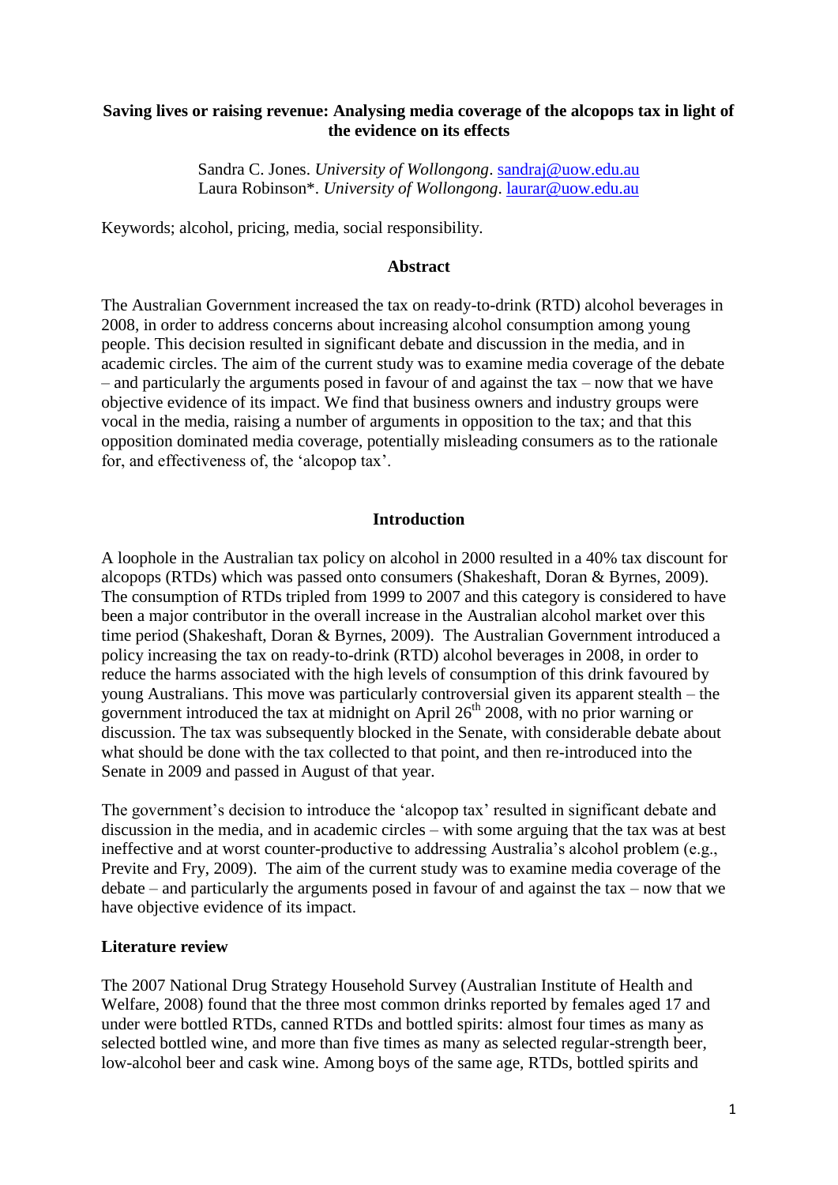**Saving lives or raising revenue: Analysing media coverage of the alcopops tax in light of the evidence on its effects**

Sandra C. Jones. *University of Wollongong*. sandraj@uow.edu.au
Laura Robinson*. *University of Wollongong*. laurar@uow.edu.au

Keywords; alcohol, pricing, media, social responsibility.

## Abstract

The Australian Government increased the tax on ready-to-drink (RTD) alcohol beverages in 2008, in order to address concerns about increasing alcohol consumption among young people. This decision resulted in significant debate and discussion in the media, and in academic circles. The aim of the current study was to examine media coverage of the debate – and particularly the arguments posed in favour of and against the tax – now that we have objective evidence of its impact. We find that business owners and industry groups were vocal in the media, raising a number of arguments in opposition to the tax; and that this opposition dominated media coverage, potentially misleading consumers as to the rationale for, and effectiveness of, the 'alcopop tax'.

## Introduction

A loophole in the Australian tax policy on alcohol in 2000 resulted in a 40% tax discount for alcopops (RTDs) which was passed onto consumers (Shakeshaft, Doran & Byrnes, 2009). The consumption of RTDs tripled from 1999 to 2007 and this category is considered to have been a major contributor in the overall increase in the Australian alcohol market over this time period (Shakeshaft, Doran & Byrnes, 2009). The Australian Government introduced a policy increasing the tax on ready-to-drink (RTD) alcohol beverages in 2008, in order to reduce the harms associated with the high levels of consumption of this drink favoured by young Australians. This move was particularly controversial given its apparent stealth – the government introduced the tax at midnight on April 26th 2008, with no prior warning or discussion. The tax was subsequently blocked in the Senate, with considerable debate about what should be done with the tax collected to that point, and then re-introduced into the Senate in 2009 and passed in August of that year.

The government's decision to introduce the 'alcopop tax' resulted in significant debate and discussion in the media, and in academic circles – with some arguing that the tax was at best ineffective and at worst counter-productive to addressing Australia's alcohol problem (e.g., Previte and Fry, 2009). The aim of the current study was to examine media coverage of the debate – and particularly the arguments posed in favour of and against the tax – now that we have objective evidence of its impact.

## Literature review

The 2007 National Drug Strategy Household Survey (Australian Institute of Health and Welfare, 2008) found that the three most common drinks reported by females aged 17 and under were bottled RTDs, canned RTDs and bottled spirits: almost four times as many as selected bottled wine, and more than five times as many as selected regular-strength beer, low-alcohol beer and cask wine. Among boys of the same age, RTDs, bottled spirits and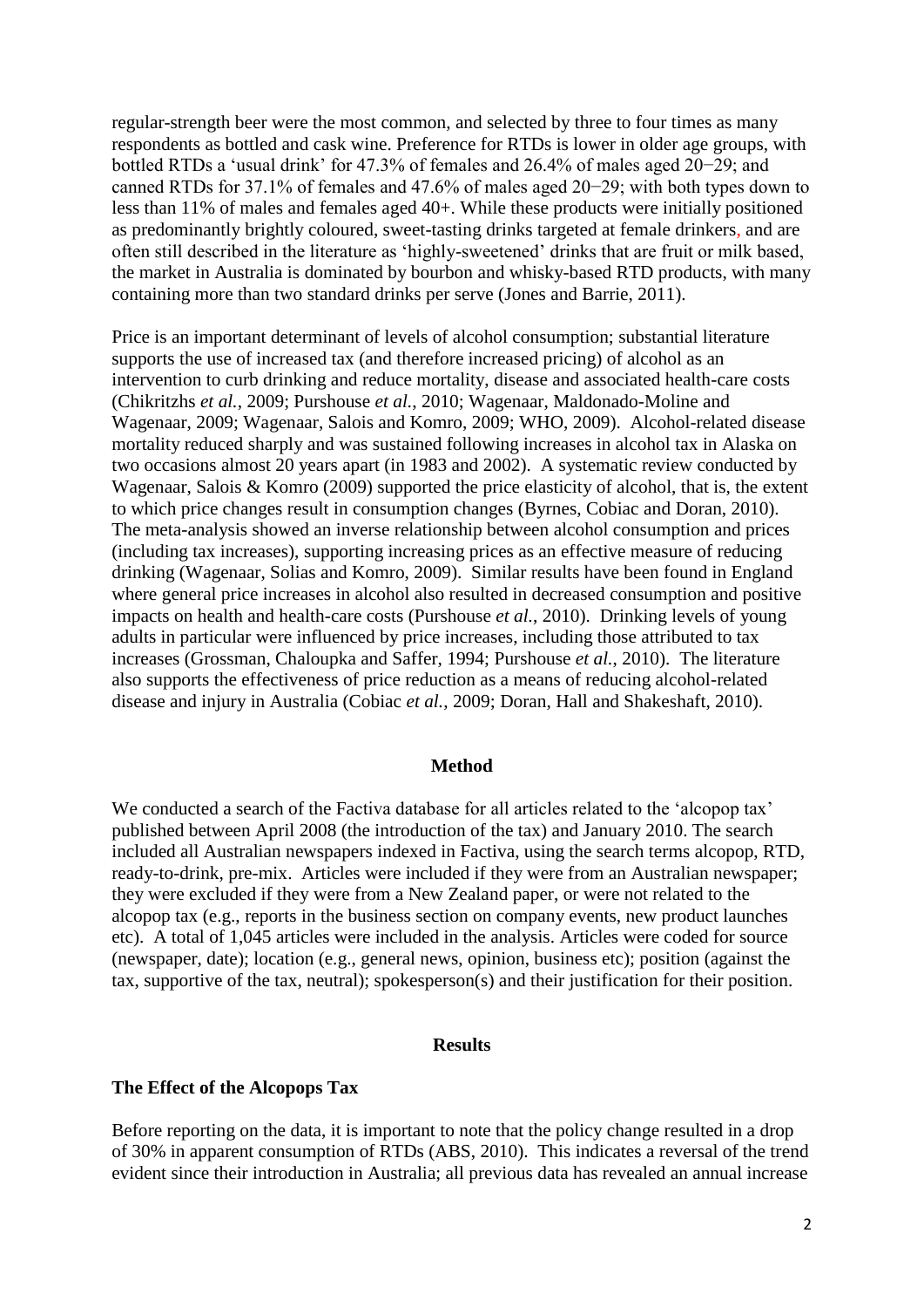regular-strength beer were the most common, and selected by three to four times as many respondents as bottled and cask wine. Preference for RTDs is lower in older age groups, with bottled RTDs a 'usual drink' for 47.3% of females and 26.4% of males aged 20−29; and canned RTDs for 37.1% of females and 47.6% of males aged 20−29; with both types down to less than 11% of males and females aged 40+. While these products were initially positioned as predominantly brightly coloured, sweet-tasting drinks targeted at female drinkers, and are often still described in the literature as 'highly-sweetened' drinks that are fruit or milk based, the market in Australia is dominated by bourbon and whisky-based RTD products, with many containing more than two standard drinks per serve (Jones and Barrie, 2011).

Price is an important determinant of levels of alcohol consumption; substantial literature supports the use of increased tax (and therefore increased pricing) of alcohol as an intervention to curb drinking and reduce mortality, disease and associated health-care costs (Chikritzhs *et al.*, 2009; Purshouse *et al.*, 2010; Wagenaar, Maldonado-Moline and Wagenaar, 2009; Wagenaar, Salois and Komro, 2009; WHO, 2009). Alcohol-related disease mortality reduced sharply and was sustained following increases in alcohol tax in Alaska on two occasions almost 20 years apart (in 1983 and 2002). A systematic review conducted by Wagenaar, Salois & Komro (2009) supported the price elasticity of alcohol, that is, the extent to which price changes result in consumption changes (Byrnes, Cobiac and Doran, 2010). The meta-analysis showed an inverse relationship between alcohol consumption and prices (including tax increases), supporting increasing prices as an effective measure of reducing drinking (Wagenaar, Solias and Komro, 2009). Similar results have been found in England where general price increases in alcohol also resulted in decreased consumption and positive impacts on health and health-care costs (Purshouse *et al.*, 2010). Drinking levels of young adults in particular were influenced by price increases, including those attributed to tax increases (Grossman, Chaloupka and Saffer, 1994; Purshouse *et al.*, 2010). The literature also supports the effectiveness of price reduction as a means of reducing alcohol-related disease and injury in Australia (Cobiac *et al.*, 2009; Doran, Hall and Shakeshaft, 2010).

## Method

We conducted a search of the Factiva database for all articles related to the 'alcopop tax' published between April 2008 (the introduction of the tax) and January 2010. The search included all Australian newspapers indexed in Factiva, using the search terms alcopop, RTD, ready-to-drink, pre-mix. Articles were included if they were from an Australian newspaper; they were excluded if they were from a New Zealand paper, or were not related to the alcopop tax (e.g., reports in the business section on company events, new product launches etc). A total of 1,045 articles were included in the analysis. Articles were coded for source (newspaper, date); location (e.g., general news, opinion, business etc); position (against the tax, supportive of the tax, neutral); spokesperson(s) and their justification for their position.

## Results

### The Effect of the Alcopops Tax

Before reporting on the data, it is important to note that the policy change resulted in a drop of 30% in apparent consumption of RTDs (ABS, 2010). This indicates a reversal of the trend evident since their introduction in Australia; all previous data has revealed an annual increase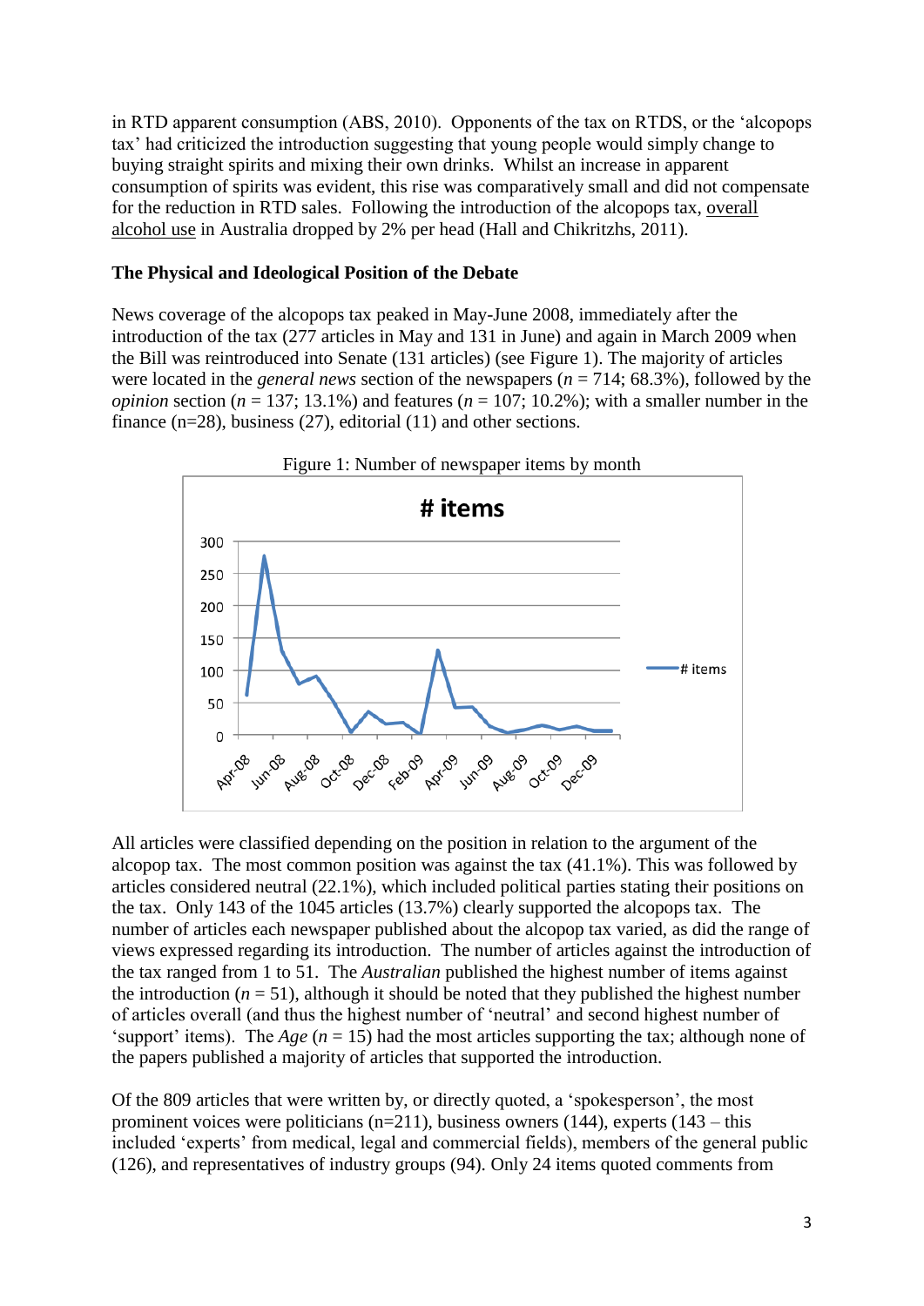in RTD apparent consumption (ABS, 2010). Opponents of the tax on RTDS, or the 'alcopops tax' had criticized the introduction suggesting that young people would simply change to buying straight spirits and mixing their own drinks. Whilst an increase in apparent consumption of spirits was evident, this rise was comparatively small and did not compensate for the reduction in RTD sales. Following the introduction of the alcopops tax, overall alcohol use in Australia dropped by 2% per head (Hall and Chikritzhs, 2011).

**The Physical and Ideological Position of the Debate**

News coverage of the alcopops tax peaked in May-June 2008, immediately after the introduction of the tax (277 articles in May and 131 in June) and again in March 2009 when the Bill was reintroduced into Senate (131 articles) (see Figure 1). The majority of articles were located in the *general news* section of the newspapers ($n$ = 714; 68.3%), followed by the *opinion* section ($n$ = 137; 13.1%) and features ($n$ = 107; 10.2%); with a smaller number in the finance (n=28), business (27), editorial (11) and other sections.

Figure 1: Number of newspaper items by month

All articles were classified depending on the position in relation to the argument of the alcopop tax. The most common position was against the tax (41.1%). This was followed by articles considered neutral (22.1%), which included political parties stating their positions on the tax. Only 143 of the 1045 articles (13.7%) clearly supported the alcopops tax. The number of articles each newspaper published about the alcopop tax varied, as did the range of views expressed regarding its introduction. The number of articles against the introduction of the tax ranged from 1 to 51. The *Australian* published the highest number of items against the introduction ($n$ = 51), although it should be noted that they published the highest number of articles overall (and thus the highest number of 'neutral' and second highest number of 'support' items). The *Age* ($n$ = 15) had the most articles supporting the tax; although none of the papers published a majority of articles that supported the introduction.

Of the 809 articles that were written by, or directly quoted, a 'spokesperson', the most prominent voices were politicians (n=211), business owners (144), experts (143 – this included 'experts' from medical, legal and commercial fields), members of the general public (126), and representatives of industry groups (94). Only 24 items quoted comments from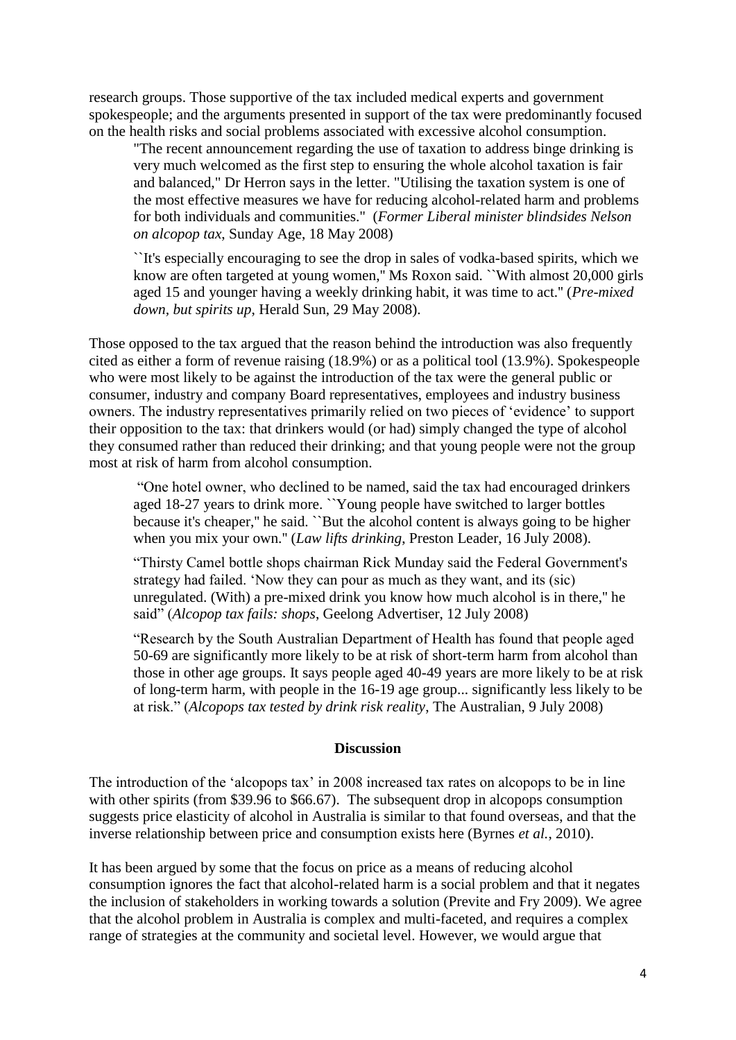research groups. Those supportive of the tax included medical experts and government spokespeople; and the arguments presented in support of the tax were predominantly focused on the health risks and social problems associated with excessive alcohol consumption.

> "The recent announcement regarding the use of taxation to address binge drinking is very much welcomed as the first step to ensuring the whole alcohol taxation is fair and balanced," Dr Herron says in the letter. "Utilising the taxation system is one of the most effective measures we have for reducing alcohol-related harm and problems for both individuals and communities." (*Former Liberal minister blindsides Nelson on alcopop tax*, Sunday Age, 18 May 2008)
>
> ``It's especially encouraging to see the drop in sales of vodka-based spirits, which we know are often targeted at young women," Ms Roxon said. ``With almost 20,000 girls aged 15 and younger having a weekly drinking habit, it was time to act." (*Pre-mixed down, but spirits up*, Herald Sun, 29 May 2008).

Those opposed to the tax argued that the reason behind the introduction was also frequently cited as either a form of revenue raising (18.9%) or as a political tool (13.9%). Spokespeople who were most likely to be against the introduction of the tax were the general public or consumer, industry and company Board representatives, employees and industry business owners. The industry representatives primarily relied on two pieces of 'evidence' to support their opposition to the tax: that drinkers would (or had) simply changed the type of alcohol they consumed rather than reduced their drinking; and that young people were not the group most at risk of harm from alcohol consumption.

> "One hotel owner, who declined to be named, said the tax had encouraged drinkers aged 18-27 years to drink more. ``Young people have switched to larger bottles because it's cheaper," he said. ``But the alcohol content is always going to be higher when you mix your own." (*Law lifts drinking*, Preston Leader, 16 July 2008).
>
> "Thirsty Camel bottle shops chairman Rick Munday said the Federal Government's strategy had failed. 'Now they can pour as much as they want, and its (sic) unregulated. (With) a pre-mixed drink you know how much alcohol is in there," he said" (*Alcopop tax fails: shops*, Geelong Advertiser, 12 July 2008)
>
> "Research by the South Australian Department of Health has found that people aged 50-69 are significantly more likely to be at risk of short-term harm from alcohol than those in other age groups. It says people aged 40-49 years are more likely to be at risk of long-term harm, with people in the 16-19 age group... significantly less likely to be at risk." (*Alcopops tax tested by drink risk reality*, The Australian, 9 July 2008)

## Discussion

The introduction of the 'alcopops tax' in 2008 increased tax rates on alcopops to be in line with other spirits (from $39.96 to $66.67). The subsequent drop in alcopops consumption suggests price elasticity of alcohol in Australia is similar to that found overseas, and that the inverse relationship between price and consumption exists here (Byrnes *et al.*, 2010).

It has been argued by some that the focus on price as a means of reducing alcohol consumption ignores the fact that alcohol-related harm is a social problem and that it negates the inclusion of stakeholders in working towards a solution (Previte and Fry 2009). We agree that the alcohol problem in Australia is complex and multi-faceted, and requires a complex range of strategies at the community and societal level. However, we would argue that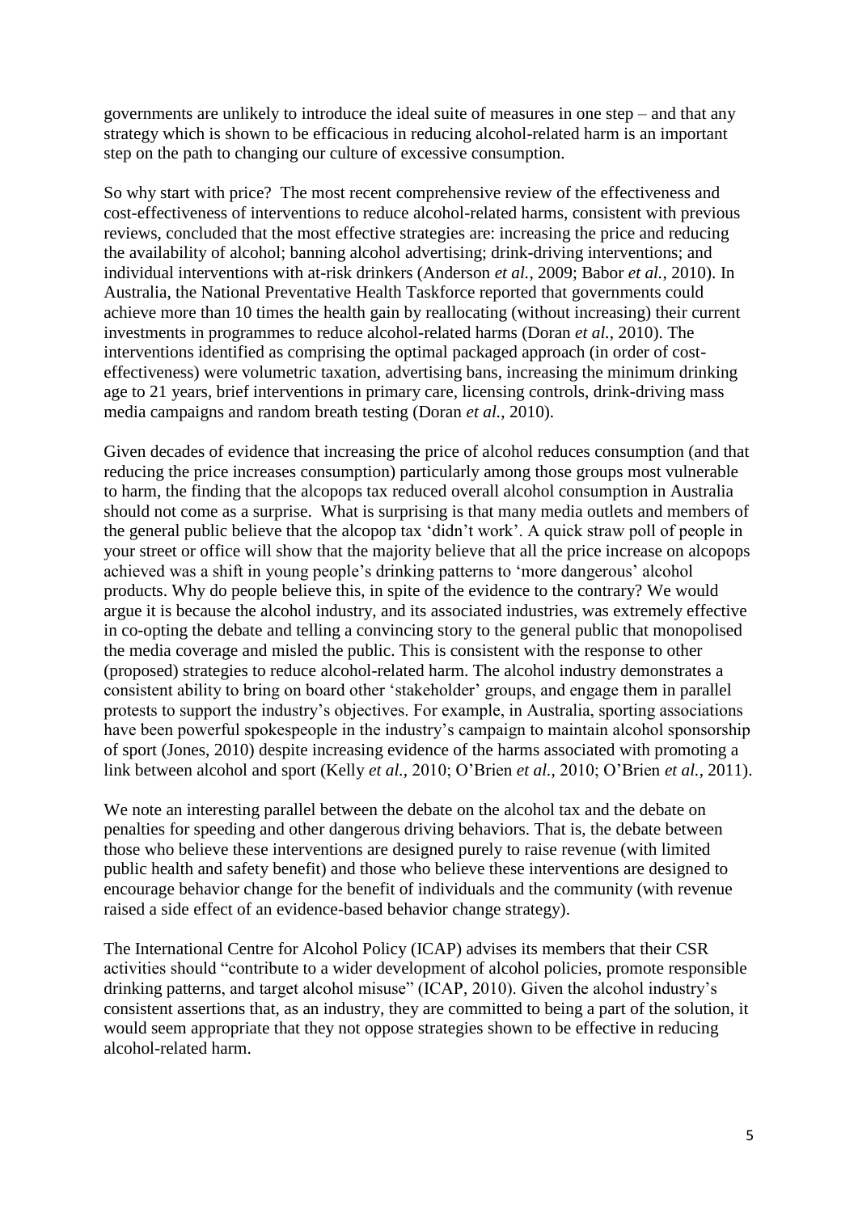governments are unlikely to introduce the ideal suite of measures in one step – and that any strategy which is shown to be efficacious in reducing alcohol-related harm is an important step on the path to changing our culture of excessive consumption.

So why start with price? The most recent comprehensive review of the effectiveness and cost-effectiveness of interventions to reduce alcohol-related harms, consistent with previous reviews, concluded that the most effective strategies are: increasing the price and reducing the availability of alcohol; banning alcohol advertising; drink-driving interventions; and individual interventions with at-risk drinkers (Anderson *et al.*, 2009; Babor *et al.*, 2010). In Australia, the National Preventative Health Taskforce reported that governments could achieve more than 10 times the health gain by reallocating (without increasing) their current investments in programmes to reduce alcohol-related harms (Doran *et al.*, 2010). The interventions identified as comprising the optimal packaged approach (in order of cost-effectiveness) were volumetric taxation, advertising bans, increasing the minimum drinking age to 21 years, brief interventions in primary care, licensing controls, drink-driving mass media campaigns and random breath testing (Doran *et al.*, 2010).

Given decades of evidence that increasing the price of alcohol reduces consumption (and that reducing the price increases consumption) particularly among those groups most vulnerable to harm, the finding that the alcopops tax reduced overall alcohol consumption in Australia should not come as a surprise. What is surprising is that many media outlets and members of the general public believe that the alcopop tax 'didn't work'. A quick straw poll of people in your street or office will show that the majority believe that all the price increase on alcopops achieved was a shift in young people's drinking patterns to 'more dangerous' alcohol products. Why do people believe this, in spite of the evidence to the contrary? We would argue it is because the alcohol industry, and its associated industries, was extremely effective in co-opting the debate and telling a convincing story to the general public that monopolised the media coverage and misled the public. This is consistent with the response to other (proposed) strategies to reduce alcohol-related harm. The alcohol industry demonstrates a consistent ability to bring on board other 'stakeholder' groups, and engage them in parallel protests to support the industry's objectives. For example, in Australia, sporting associations have been powerful spokespeople in the industry's campaign to maintain alcohol sponsorship of sport (Jones, 2010) despite increasing evidence of the harms associated with promoting a link between alcohol and sport (Kelly *et al.*, 2010; O'Brien *et al.*, 2010; O'Brien *et al.*, 2011).

We note an interesting parallel between the debate on the alcohol tax and the debate on penalties for speeding and other dangerous driving behaviors. That is, the debate between those who believe these interventions are designed purely to raise revenue (with limited public health and safety benefit) and those who believe these interventions are designed to encourage behavior change for the benefit of individuals and the community (with revenue raised a side effect of an evidence-based behavior change strategy).

The International Centre for Alcohol Policy (ICAP) advises its members that their CSR activities should "contribute to a wider development of alcohol policies, promote responsible drinking patterns, and target alcohol misuse" (ICAP, 2010). Given the alcohol industry's consistent assertions that, as an industry, they are committed to being a part of the solution, it would seem appropriate that they not oppose strategies shown to be effective in reducing alcohol-related harm.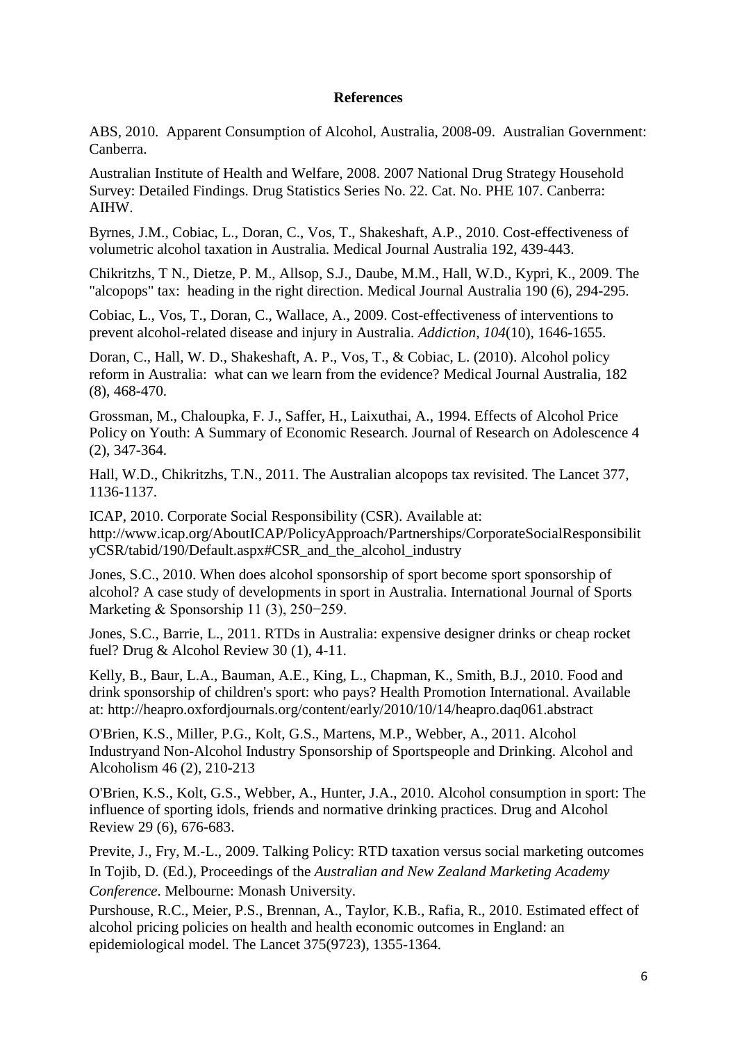**References**

ABS, 2010. Apparent Consumption of Alcohol, Australia, 2008-09. Australian Government: Canberra.

Australian Institute of Health and Welfare, 2008. 2007 National Drug Strategy Household Survey: Detailed Findings. Drug Statistics Series No. 22. Cat. No. PHE 107. Canberra: AIHW.

Byrnes, J.M., Cobiac, L., Doran, C., Vos, T., Shakeshaft, A.P., 2010. Cost-effectiveness of volumetric alcohol taxation in Australia. Medical Journal Australia 192, 439-443.

Chikritzhs, T N., Dietze, P. M., Allsop, S.J., Daube, M.M., Hall, W.D., Kypri, K., 2009. The "alcopops" tax: heading in the right direction. Medical Journal Australia 190 (6), 294-295.

Cobiac, L., Vos, T., Doran, C., Wallace, A., 2009. Cost-effectiveness of interventions to prevent alcohol-related disease and injury in Australia. *Addiction, 104*(10), 1646-1655.

Doran, C., Hall, W. D., Shakeshaft, A. P., Vos, T., & Cobiac, L. (2010). Alcohol policy reform in Australia: what can we learn from the evidence? Medical Journal Australia, 182 (8), 468-470.

Grossman, M., Chaloupka, F. J., Saffer, H., Laixuthai, A., 1994. Effects of Alcohol Price Policy on Youth: A Summary of Economic Research. Journal of Research on Adolescence 4 (2), 347-364.

Hall, W.D., Chikritzhs, T.N., 2011. The Australian alcopops tax revisited. The Lancet 377, 1136-1137.

ICAP, 2010. Corporate Social Responsibility (CSR). Available at: http://www.icap.org/AboutICAP/PolicyApproach/Partnerships/CorporateSocialResponsibilityCSR/tabid/190/Default.aspx#CSR_and_the_alcohol_industry

Jones, S.C., 2010. When does alcohol sponsorship of sport become sport sponsorship of alcohol? A case study of developments in sport in Australia. International Journal of Sports Marketing & Sponsorship 11 (3), 250−259.

Jones, S.C., Barrie, L., 2011. RTDs in Australia: expensive designer drinks or cheap rocket fuel? Drug & Alcohol Review 30 (1), 4-11.

Kelly, B., Baur, L.A., Bauman, A.E., King, L., Chapman, K., Smith, B.J., 2010. Food and drink sponsorship of children's sport: who pays? Health Promotion International. Available at: http://heapro.oxfordjournals.org/content/early/2010/10/14/heapro.daq061.abstract

O'Brien, K.S., Miller, P.G., Kolt, G.S., Martens, M.P., Webber, A., 2011. Alcohol Industryand Non-Alcohol Industry Sponsorship of Sportspeople and Drinking. Alcohol and Alcoholism 46 (2), 210-213

O'Brien, K.S., Kolt, G.S., Webber, A., Hunter, J.A., 2010. Alcohol consumption in sport: The influence of sporting idols, friends and normative drinking practices. Drug and Alcohol Review 29 (6), 676-683.

Previte, J., Fry, M.-L., 2009. Talking Policy: RTD taxation versus social marketing outcomes In Tojib, D. (Ed.), Proceedings of the *Australian and New Zealand Marketing Academy Conference*. Melbourne: Monash University.

Purshouse, R.C., Meier, P.S., Brennan, A., Taylor, K.B., Rafia, R., 2010. Estimated effect of alcohol pricing policies on health and health economic outcomes in England: an epidemiological model. The Lancet 375(9723), 1355-1364.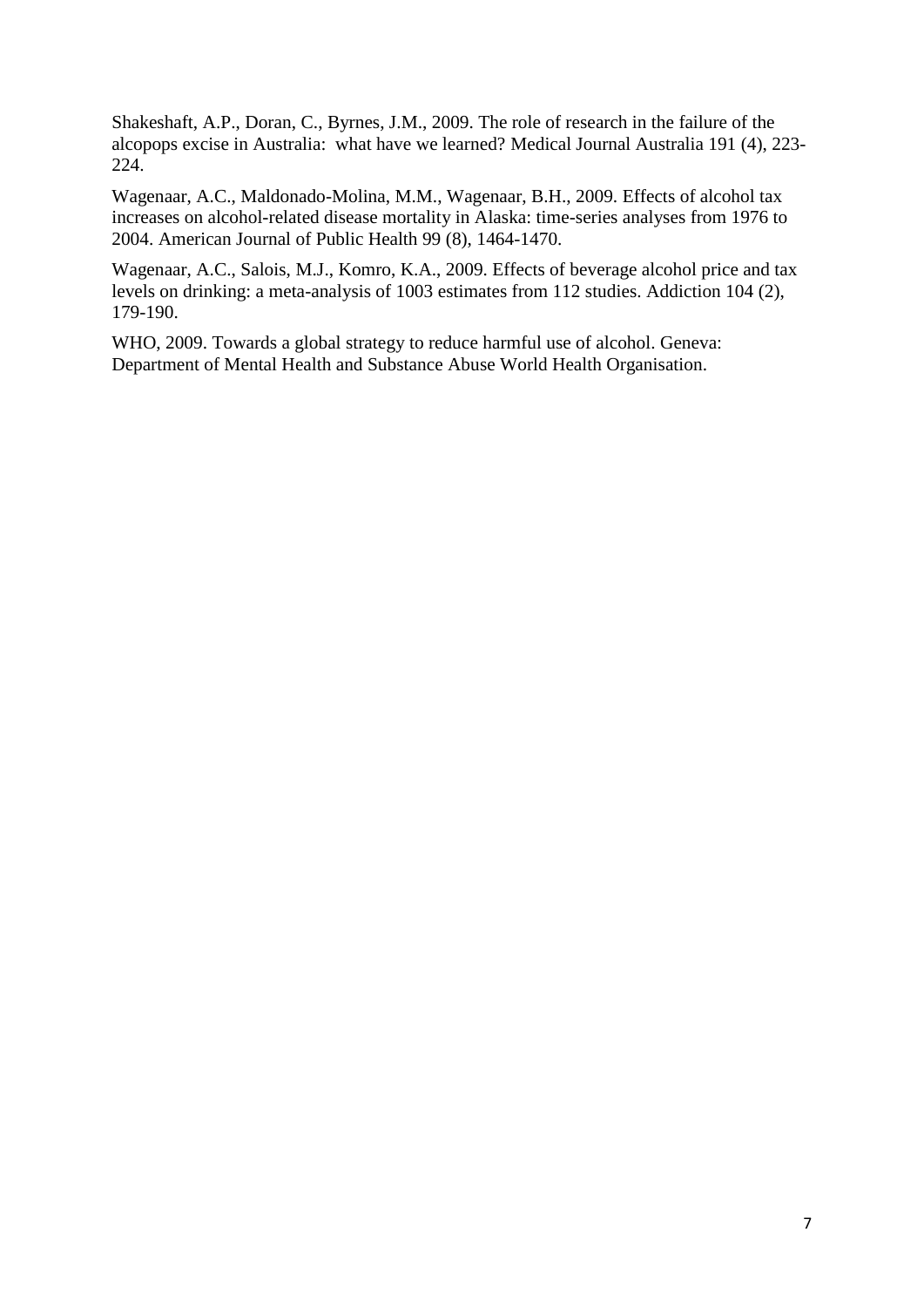Shakeshaft, A.P., Doran, C., Byrnes, J.M., 2009. The role of research in the failure of the alcopops excise in Australia: what have we learned? Medical Journal Australia 191 (4), 223-224.

Wagenaar, A.C., Maldonado-Molina, M.M., Wagenaar, B.H., 2009. Effects of alcohol tax increases on alcohol-related disease mortality in Alaska: time-series analyses from 1976 to 2004. American Journal of Public Health 99 (8), 1464-1470.

Wagenaar, A.C., Salois, M.J., Komro, K.A., 2009. Effects of beverage alcohol price and tax levels on drinking: a meta-analysis of 1003 estimates from 112 studies. Addiction 104 (2), 179-190.

WHO, 2009. Towards a global strategy to reduce harmful use of alcohol. Geneva: Department of Mental Health and Substance Abuse World Health Organisation.